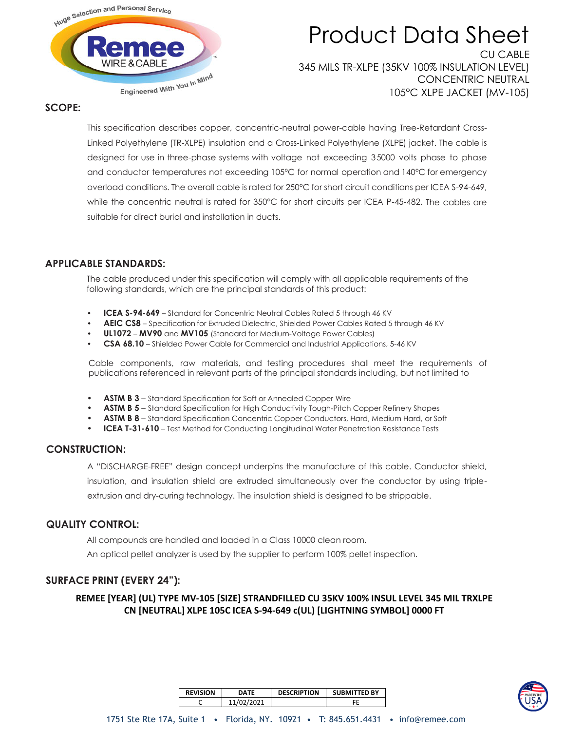# Product Data Sheet

CU CABLE
345 MILS TR-XLPE (35KV 100% INSULATION LEVEL)
CONCENTRIC NEUTRAL
105°C XLPE JACKET (MV-105)

## SCOPE:

This specification describes copper, concentric-neutral power-cable having Tree-Retardant Cross-Linked Polyethylene (TR-XLPE) insulation and a Cross-Linked Polyethylene (XLPE) jacket. The cable is designed for use in three-phase systems with voltage not exceeding 35000 volts phase to phase and conductor temperatures not exceeding 105°C for normal operation and 140°C for emergency overload conditions. The overall cable is rated for 250°C for short circuit conditions per ICEA S-94-649, while the concentric neutral is rated for 350°C for short circuits per ICEA P-45-482. The cables are suitable for direct burial and installation in ducts.

## APPLICABLE STANDARDS:

The cable produced under this specification will comply with all applicable requirements of the following standards, which are the principal standards of this product:

- **ICEA S-94-649** – Standard for Concentric Neutral Cables Rated 5 through 46 KV
- **AEIC CS8** – Specification for Extruded Dielectric, Shielded Power Cables Rated 5 through 46 KV
- **UL1072** – **MV90** and **MV105** (Standard for Medium-Voltage Power Cables)
- **CSA 68.10** – Shielded Power Cable for Commercial and Industrial Applications, 5-46 KV

Cable components, raw materials, and testing procedures shall meet the requirements of publications referenced in relevant parts of the principal standards including, but not limited to

- **ASTM B 3** – Standard Specification for Soft or Annealed Copper Wire
- **ASTM B 5** – Standard Specification for High Conductivity Tough-Pitch Copper Refinery Shapes
- **ASTM B 8** – Standard Specification Concentric Copper Conductors, Hard, Medium Hard, or Soft
- **ICEA T-31-610** – Test Method for Conducting Longitudinal Water Penetration Resistance Tests

## CONSTRUCTION:

A "DISCHARGE-FREE" design concept underpins the manufacture of this cable. Conductor shield, insulation, and insulation shield are extruded simultaneously over the conductor by using triple-extrusion and dry-curing technology. The insulation shield is designed to be strippable.

## QUALITY CONTROL:

All compounds are handled and loaded in a Class 10000 clean room.

An optical pellet analyzer is used by the supplier to perform 100% pellet inspection.

## SURFACE PRINT (EVERY 24"):

**REMEE [YEAR] (UL) TYPE MV-105 [SIZE] STRANDFILLED CU 35KV 100% INSUL LEVEL 345 MIL TRXLPE CN [NEUTRAL] XLPE 105C ICEA S-94-649 c(UL) [LIGHTNING SYMBOL] 0000 FT**

| REVISION | DATE | DESCRIPTION | SUBMITTED BY |
|---|---|---|---|
| C | 11/02/2021 | | FE |

1751 Ste Rte 17A, Suite 1 • Florida, NY. 10921 • T: 845.651.4431 • info@remee.com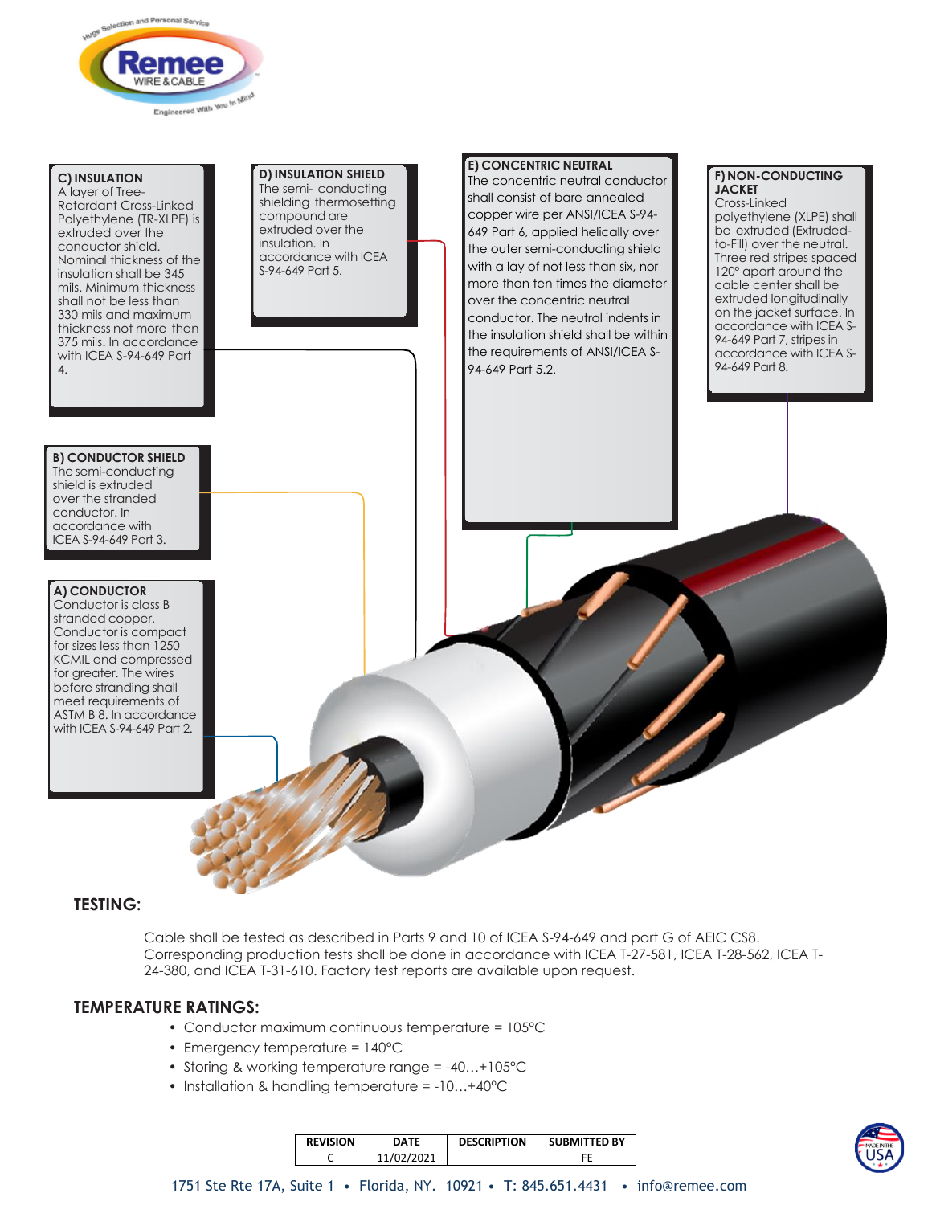**C) INSULATION**
A layer of Tree-Retardant Cross-Linked Polyethylene (TR-XLPE) is extruded over the conductor shield. Nominal thickness of the insulation shall be 345 mils. Minimum thickness shall not be less than 330 mils and maximum thickness not more than 375 mils. In accordance with ICEA S-94-649 Part 4.

**D) INSULATION SHIELD**
The semi- conducting shielding thermosetting compound are extruded over the insulation. In accordance with ICEA S-94-649 Part 5.

**E) CONCENTRIC NEUTRAL**
The concentric neutral conductor shall consist of bare annealed copper wire per ANSI/ICEA S-94-649 Part 6, applied helically over the outer semi-conducting shield with a lay of not less than six, nor more than ten times the diameter over the concentric neutral conductor. The neutral indents in the insulation shield shall be within the requirements of ANSI/ICEA S-94-649 Part 5.2.

**F) NON-CONDUCTING JACKET**
Cross-Linked polyethylene (XLPE) shall be extruded (Extruded-to-Fill) over the neutral. Three red stripes spaced 120° apart around the cable center shall be extruded longitudinally on the jacket surface. In accordance with ICEA S-94-649 Part 7, stripes in accordance with ICEA S-94-649 Part 8.

**B) CONDUCTOR SHIELD**
The semi-conducting shield is extruded over the stranded conductor. In accordance with ICEA S-94-649 Part 3.

**A) CONDUCTOR**
Conductor is class B stranded copper. Conductor is compact for sizes less than 1250 KCMIL and compressed for greater. The wires before stranding shall meet requirements of ASTM B 8. In accordance with ICEA S-94-649 Part 2.

## TESTING:

Cable shall be tested as described in Parts 9 and 10 of ICEA S-94-649 and part G of AEIC CS8. Corresponding production tests shall be done in accordance with ICEA T-27-581, ICEA T-28-562, ICEA T-24-380, and ICEA T-31-610. Factory test reports are available upon request.

## TEMPERATURE RATINGS:

- Conductor maximum continuous temperature = 105°C
- Emergency temperature = 140°C
- Storing & working temperature range = -40…+105°C
- Installation & handling temperature = -10…+40°C

| REVISION | DATE | DESCRIPTION | SUBMITTED BY |
|---|---|---|---|
| C | 11/02/2021 | | FE |

1751 Ste Rte 17A, Suite 1 • Florida, NY. 10921 • T: 845.651.4431 • info@remee.com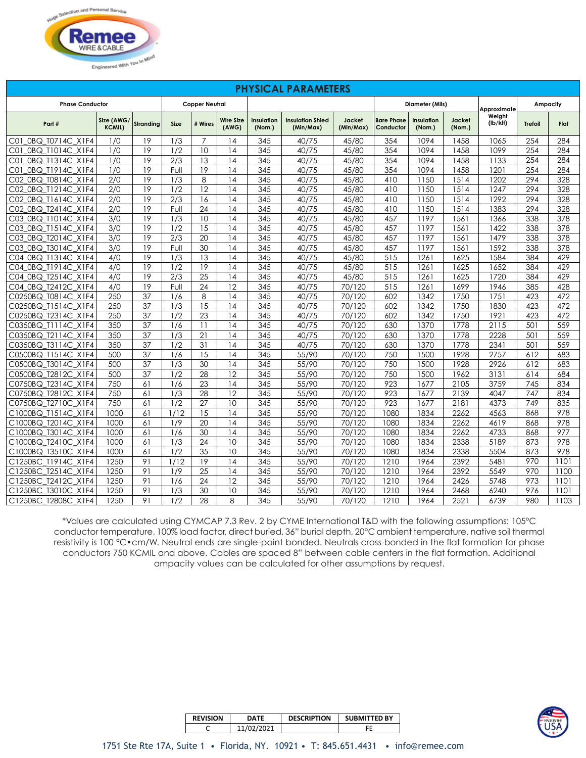## PHYSICAL PARAMETERS

| Phase Conductor | | | Copper Neutral | | | | | | Diameter (Mils) | | | Approximate Weight (lb/kft) | Ampacity | |
|---|---|---|---|---|---|---|---|---|---|---|---|---|---|---|
| Part # | Size (AWG/ KCMIL) | Stranding | Size | # Wires | Wire Size (AWG) | Insulation (Nom.) | Insulation Shied (Min/Max) | Jacket (Min/Max) | Bare Phase Conductor | Insulation (Nom.) | Jacket (Nom.) | | Trefoil | Flat |
| C01_0BQ_T0714C_X1F4 | 1/0 | 19 | 1/3 | 7 | 14 | 345 | 40/75 | 45/80 | 354 | 1094 | 1458 | 1065 | 254 | 284 |
| C01_0BQ_T1014C_X1F4 | 1/0 | 19 | 1/2 | 10 | 14 | 345 | 40/75 | 45/80 | 354 | 1094 | 1458 | 1099 | 254 | 284 |
| C01_0BQ_T1314C_X1F4 | 1/0 | 19 | 2/3 | 13 | 14 | 345 | 40/75 | 45/80 | 354 | 1094 | 1458 | 1133 | 254 | 284 |
| C01_0BQ_T1914C_X1F4 | 1/0 | 19 | Full | 19 | 14 | 345 | 40/75 | 45/80 | 354 | 1094 | 1458 | 1201 | 254 | 284 |
| C02_0BQ_T0814C_X1F4 | 2/0 | 19 | 1/3 | 8 | 14 | 345 | 40/75 | 45/80 | 410 | 1150 | 1514 | 1202 | 294 | 328 |
| C02_0BQ_T1214C_X1F4 | 2/0 | 19 | 1/2 | 12 | 14 | 345 | 40/75 | 45/80 | 410 | 1150 | 1514 | 1247 | 294 | 328 |
| C02_0BQ_T1614C_X1F4 | 2/0 | 19 | 2/3 | 16 | 14 | 345 | 40/75 | 45/80 | 410 | 1150 | 1514 | 1292 | 294 | 328 |
| C02_0BQ_T2414C_X1F4 | 2/0 | 19 | Full | 24 | 14 | 345 | 40/75 | 45/80 | 410 | 1150 | 1514 | 1383 | 294 | 328 |
| C03_0BQ_T1014C_X1F4 | 3/0 | 19 | 1/3 | 10 | 14 | 345 | 40/75 | 45/80 | 457 | 1197 | 1561 | 1366 | 338 | 378 |
| C03_0BQ_T1514C_X1F4 | 3/0 | 19 | 1/2 | 15 | 14 | 345 | 40/75 | 45/80 | 457 | 1197 | 1561 | 1422 | 338 | 378 |
| C03_0BQ_T2014C_X1F4 | 3/0 | 19 | 2/3 | 20 | 14 | 345 | 40/75 | 45/80 | 457 | 1197 | 1561 | 1479 | 338 | 378 |
| C03_0BQ_T3014C_X1F4 | 3/0 | 19 | Full | 30 | 14 | 345 | 40/75 | 45/80 | 457 | 1197 | 1561 | 1592 | 338 | 378 |
| C04_0BQ_T1314C_X1F4 | 4/0 | 19 | 1/3 | 13 | 14 | 345 | 40/75 | 45/80 | 515 | 1261 | 1625 | 1584 | 384 | 429 |
| C04_0BQ_T1914C_X1F4 | 4/0 | 19 | 1/2 | 19 | 14 | 345 | 40/75 | 45/80 | 515 | 1261 | 1625 | 1652 | 384 | 429 |
| C04_0BQ_T2514C_X1F4 | 4/0 | 19 | 2/3 | 25 | 14 | 345 | 40/75 | 45/80 | 515 | 1261 | 1625 | 1720 | 384 | 429 |
| C04_0BQ_T2412C_X1F4 | 4/0 | 19 | Full | 24 | 12 | 345 | 40/75 | 70/120 | 515 | 1261 | 1699 | 1946 | 385 | 428 |
| C0250BQ_T0814C_X1F4 | 250 | 37 | 1/6 | 8 | 14 | 345 | 40/75 | 70/120 | 602 | 1342 | 1750 | 1751 | 423 | 472 |
| C0250BQ_T1514C_X1F4 | 250 | 37 | 1/3 | 15 | 14 | 345 | 40/75 | 70/120 | 602 | 1342 | 1750 | 1830 | 423 | 472 |
| C0250BQ_T2314C_X1F4 | 250 | 37 | 1/2 | 23 | 14 | 345 | 40/75 | 70/120 | 602 | 1342 | 1750 | 1921 | 423 | 472 |
| C0350BQ_T1114C_X1F4 | 350 | 37 | 1/6 | 11 | 14 | 345 | 40/75 | 70/120 | 630 | 1370 | 1778 | 2115 | 501 | 559 |
| C0350BQ_T2114C_X1F4 | 350 | 37 | 1/3 | 21 | 14 | 345 | 40/75 | 70/120 | 630 | 1370 | 1778 | 2228 | 501 | 559 |
| C0350BQ_T3114C_X1F4 | 350 | 37 | 1/2 | 31 | 14 | 345 | 40/75 | 70/120 | 630 | 1370 | 1778 | 2341 | 501 | 559 |
| C0500BQ_T1514C_X1F4 | 500 | 37 | 1/6 | 15 | 14 | 345 | 55/90 | 70/120 | 750 | 1500 | 1928 | 2757 | 612 | 683 |
| C0500BQ_T3014C_X1F4 | 500 | 37 | 1/3 | 30 | 14 | 345 | 55/90 | 70/120 | 750 | 1500 | 1928 | 2926 | 612 | 683 |
| C0500BQ_T2812C_X1F4 | 500 | 37 | 1/2 | 28 | 12 | 345 | 55/90 | 70/120 | 750 | 1500 | 1962 | 3131 | 614 | 684 |
| C0750BQ_T2314C_X1F4 | 750 | 61 | 1/6 | 23 | 14 | 345 | 55/90 | 70/120 | 923 | 1677 | 2105 | 3759 | 745 | 834 |
| C0750BQ_T2812C_X1F4 | 750 | 61 | 1/3 | 28 | 12 | 345 | 55/90 | 70/120 | 923 | 1677 | 2139 | 4047 | 747 | 834 |
| C0750BQ_T2710C_X1F4 | 750 | 61 | 1/2 | 27 | 10 | 345 | 55/90 | 70/120 | 923 | 1677 | 2181 | 4373 | 749 | 835 |
| C1000BQ_T1514C_X1F4 | 1000 | 61 | 1/12 | 15 | 14 | 345 | 55/90 | 70/120 | 1080 | 1834 | 2262 | 4563 | 868 | 978 |
| C1000BQ_T2014C_X1F4 | 1000 | 61 | 1/9 | 20 | 14 | 345 | 55/90 | 70/120 | 1080 | 1834 | 2262 | 4619 | 868 | 978 |
| C1000BQ_T3014C_X1F4 | 1000 | 61 | 1/6 | 30 | 14 | 345 | 55/90 | 70/120 | 1080 | 1834 | 2262 | 4733 | 868 | 977 |
| C1000BQ_T2410C_X1F4 | 1000 | 61 | 1/3 | 24 | 10 | 345 | 55/90 | 70/120 | 1080 | 1834 | 2338 | 5189 | 873 | 978 |
| C1000BQ_T3510C_X1F4 | 1000 | 61 | 1/2 | 35 | 10 | 345 | 55/90 | 70/120 | 1080 | 1834 | 2338 | 5504 | 873 | 978 |
| C1250BC_T1914C_X1F4 | 1250 | 91 | 1/12 | 19 | 14 | 345 | 55/90 | 70/120 | 1210 | 1964 | 2392 | 5481 | 970 | 1101 |
| C1250BC_T2514C_X1F4 | 1250 | 91 | 1/9 | 25 | 14 | 345 | 55/90 | 70/120 | 1210 | 1964 | 2392 | 5549 | 970 | 1100 |
| C1250BC_T2412C_X1F4 | 1250 | 91 | 1/6 | 24 | 12 | 345 | 55/90 | 70/120 | 1210 | 1964 | 2426 | 5748 | 973 | 1101 |
| C1250BC_T3010C_X1F4 | 1250 | 91 | 1/3 | 30 | 10 | 345 | 55/90 | 70/120 | 1210 | 1964 | 2468 | 6240 | 976 | 1101 |
| C1250BC_T2808C_X1F4 | 1250 | 91 | 1/2 | 28 | 8 | 345 | 55/90 | 70/120 | 1210 | 1964 | 2521 | 6739 | 980 | 1103 |

*Values are calculated using CYMCAP 7.3 Rev. 2 by CYME International T&D with the following assumptions: 105°C conductor temperature, 100% load factor, direct buried, 36" burial depth, 20°C ambient temperature, native soil thermal resistivity is 100 °C•cm/W. Neutral ends are single-point bonded. Neutrals cross-bonded in the flat formation for phase conductors 750 KCMIL and above. Cables are spaced 8" between cable centers in the flat formation. Additional ampacity values can be calculated for other assumptions by request.

| REVISION | DATE | DESCRIPTION | SUBMITTED BY |
|---|---|---|---|
| C | 11/02/2021 | | FE |

1751 Ste Rte 17A, Suite 1 • Florida, NY. 10921 • T: 845.651.4431 • info@remee.com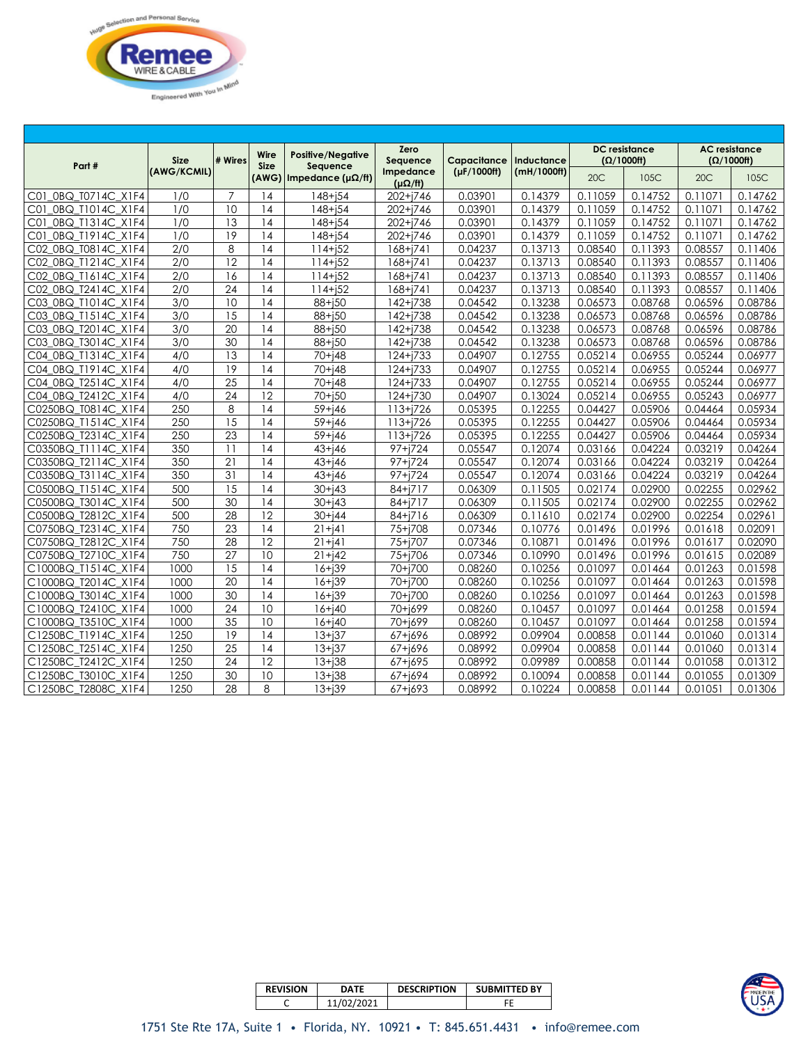Huge Selection and Personal Service

Remee WIRE & CABLE

Engineered With You In Mind

| Part # | Size (AWG/KCMIL) | # Wires | Wire Size (AWG) | Positive/Negative Sequence Impedance (μΩ/ft) | Zero Sequence Impedance (μΩ/ft) | Capacitance (μF/1000ft) | Inductance (mH/1000ft) | DC resistance (Ω/1000ft) | | AC resistance (Ω/1000ft) | |
|---|---|---|---|---|---|---|---|---|---|---|---|
| | | | | | | | | 20C | 105C | 20C | 105C |
| C01_0BQ_T0714C_X1F4 | 1/0 | 7 | 14 | 148+j54 | 202+j746 | 0.03901 | 0.14379 | 0.11059 | 0.14752 | 0.11071 | 0.14762 |
| C01_0BQ_T1014C_X1F4 | 1/0 | 10 | 14 | 148+j54 | 202+j746 | 0.03901 | 0.14379 | 0.11059 | 0.14752 | 0.11071 | 0.14762 |
| C01_0BQ_T1314C_X1F4 | 1/0 | 13 | 14 | 148+j54 | 202+j746 | 0.03901 | 0.14379 | 0.11059 | 0.14752 | 0.11071 | 0.14762 |
| C01_0BQ_T1914C_X1F4 | 1/0 | 19 | 14 | 148+j54 | 202+j746 | 0.03901 | 0.14379 | 0.11059 | 0.14752 | 0.11071 | 0.14762 |
| C02_0BQ_T0814C_X1F4 | 2/0 | 8 | 14 | 114+j52 | 168+j741 | 0.04237 | 0.13713 | 0.08540 | 0.11393 | 0.08557 | 0.11406 |
| C02_0BQ_T1214C_X1F4 | 2/0 | 12 | 14 | 114+j52 | 168+j741 | 0.04237 | 0.13713 | 0.08540 | 0.11393 | 0.08557 | 0.11406 |
| C02_0BQ_T1614C_X1F4 | 2/0 | 16 | 14 | 114+j52 | 168+j741 | 0.04237 | 0.13713 | 0.08540 | 0.11393 | 0.08557 | 0.11406 |
| C02_0BQ_T2414C_X1F4 | 2/0 | 24 | 14 | 114+j52 | 168+j741 | 0.04237 | 0.13713 | 0.08540 | 0.11393 | 0.08557 | 0.11406 |
| C03_0BQ_T1014C_X1F4 | 3/0 | 10 | 14 | 88+j50 | 142+j738 | 0.04542 | 0.13238 | 0.06573 | 0.08768 | 0.06596 | 0.08786 |
| C03_0BQ_T1514C_X1F4 | 3/0 | 15 | 14 | 88+j50 | 142+j738 | 0.04542 | 0.13238 | 0.06573 | 0.08768 | 0.06596 | 0.08786 |
| C03_0BQ_T2014C_X1F4 | 3/0 | 20 | 14 | 88+j50 | 142+j738 | 0.04542 | 0.13238 | 0.06573 | 0.08768 | 0.06596 | 0.08786 |
| C03_0BQ_T3014C_X1F4 | 3/0 | 30 | 14 | 88+j50 | 142+j738 | 0.04542 | 0.13238 | 0.06573 | 0.08768 | 0.06596 | 0.08786 |
| C04_0BQ_T1314C_X1F4 | 4/0 | 13 | 14 | 70+j48 | 124+j733 | 0.04907 | 0.12755 | 0.05214 | 0.06955 | 0.05244 | 0.06977 |
| C04_0BQ_T1914C_X1F4 | 4/0 | 19 | 14 | 70+j48 | 124+j733 | 0.04907 | 0.12755 | 0.05214 | 0.06955 | 0.05244 | 0.06977 |
| C04_0BQ_T2514C_X1F4 | 4/0 | 25 | 14 | 70+j48 | 124+j733 | 0.04907 | 0.12755 | 0.05214 | 0.06955 | 0.05244 | 0.06977 |
| C04_0BQ_T2412C_X1F4 | 4/0 | 24 | 12 | 70+j50 | 124+j730 | 0.04907 | 0.13024 | 0.05214 | 0.06955 | 0.05243 | 0.06977 |
| C0250BQ_T0814C_X1F4 | 250 | 8 | 14 | 59+j46 | 113+j726 | 0.05395 | 0.12255 | 0.04427 | 0.05906 | 0.04464 | 0.05934 |
| C0250BQ_T1514C_X1F4 | 250 | 15 | 14 | 59+j46 | 113+j726 | 0.05395 | 0.12255 | 0.04427 | 0.05906 | 0.04464 | 0.05934 |
| C0250BQ_T2314C_X1F4 | 250 | 23 | 14 | 59+j46 | 113+j726 | 0.05395 | 0.12255 | 0.04427 | 0.05906 | 0.04464 | 0.05934 |
| C0350BQ_T1114C_X1F4 | 350 | 11 | 14 | 43+j46 | 97+j724 | 0.05547 | 0.12074 | 0.03166 | 0.04224 | 0.03219 | 0.04264 |
| C0350BQ_T2114C_X1F4 | 350 | 21 | 14 | 43+j46 | 97+j724 | 0.05547 | 0.12074 | 0.03166 | 0.04224 | 0.03219 | 0.04264 |
| C0350BQ_T3114C_X1F4 | 350 | 31 | 14 | 43+j46 | 97+j724 | 0.05547 | 0.12074 | 0.03166 | 0.04224 | 0.03219 | 0.04264 |
| C0500BQ_T1514C_X1F4 | 500 | 15 | 14 | 30+j43 | 84+j717 | 0.06309 | 0.11505 | 0.02174 | 0.02900 | 0.02255 | 0.02962 |
| C0500BQ_T3014C_X1F4 | 500 | 30 | 14 | 30+j43 | 84+j717 | 0.06309 | 0.11505 | 0.02174 | 0.02900 | 0.02255 | 0.02962 |
| C0500BQ_T2812C_X1F4 | 500 | 28 | 12 | 30+j44 | 84+j716 | 0.06309 | 0.11610 | 0.02174 | 0.02900 | 0.02254 | 0.02961 |
| C0750BQ_T2314C_X1F4 | 750 | 23 | 14 | 21+j41 | 75+j708 | 0.07346 | 0.10776 | 0.01496 | 0.01996 | 0.01618 | 0.02091 |
| C0750BQ_T2812C_X1F4 | 750 | 28 | 12 | 21+j41 | 75+j707 | 0.07346 | 0.10871 | 0.01496 | 0.01996 | 0.01617 | 0.02090 |
| C0750BQ_T2710C_X1F4 | 750 | 27 | 10 | 21+j42 | 75+j706 | 0.07346 | 0.10990 | 0.01496 | 0.01996 | 0.01615 | 0.02089 |
| C1000BQ_T1514C_X1F4 | 1000 | 15 | 14 | 16+j39 | 70+j700 | 0.08260 | 0.10256 | 0.01097 | 0.01464 | 0.01263 | 0.01598 |
| C1000BQ_T2014C_X1F4 | 1000 | 20 | 14 | 16+j39 | 70+j700 | 0.08260 | 0.10256 | 0.01097 | 0.01464 | 0.01263 | 0.01598 |
| C1000BQ_T3014C_X1F4 | 1000 | 30 | 14 | 16+j39 | 70+j700 | 0.08260 | 0.10256 | 0.01097 | 0.01464 | 0.01263 | 0.01598 |
| C1000BQ_T2410C_X1F4 | 1000 | 24 | 10 | 16+j40 | 70+j699 | 0.08260 | 0.10457 | 0.01097 | 0.01464 | 0.01258 | 0.01594 |
| C1000BQ_T3510C_X1F4 | 1000 | 35 | 10 | 16+j40 | 70+j699 | 0.08260 | 0.10457 | 0.01097 | 0.01464 | 0.01258 | 0.01594 |
| C1250BC_T1914C_X1F4 | 1250 | 19 | 14 | 13+j37 | 67+j696 | 0.08992 | 0.09904 | 0.00858 | 0.01144 | 0.01060 | 0.01314 |
| C1250BC_T2514C_X1F4 | 1250 | 25 | 14 | 13+j37 | 67+j696 | 0.08992 | 0.09904 | 0.00858 | 0.01144 | 0.01060 | 0.01314 |
| C1250BC_T2412C_X1F4 | 1250 | 24 | 12 | 13+j38 | 67+j695 | 0.08992 | 0.09989 | 0.00858 | 0.01144 | 0.01058 | 0.01312 |
| C1250BC_T3010C_X1F4 | 1250 | 30 | 10 | 13+j38 | 67+j694 | 0.08992 | 0.10094 | 0.00858 | 0.01144 | 0.01055 | 0.01309 |
| C1250BC_T2808C_X1F4 | 1250 | 28 | 8 | 13+j39 | 67+j693 | 0.08992 | 0.10224 | 0.00858 | 0.01144 | 0.01051 | 0.01306 |

| REVISION | DATE | DESCRIPTION | SUBMITTED BY |
|---|---|---|---|
| C | 11/02/2021 | | FE |

1751 Ste Rte 17A, Suite 1 • Florida, NY. 10921 • T: 845.651.4431 • info@remee.com

MADE IN THE USA